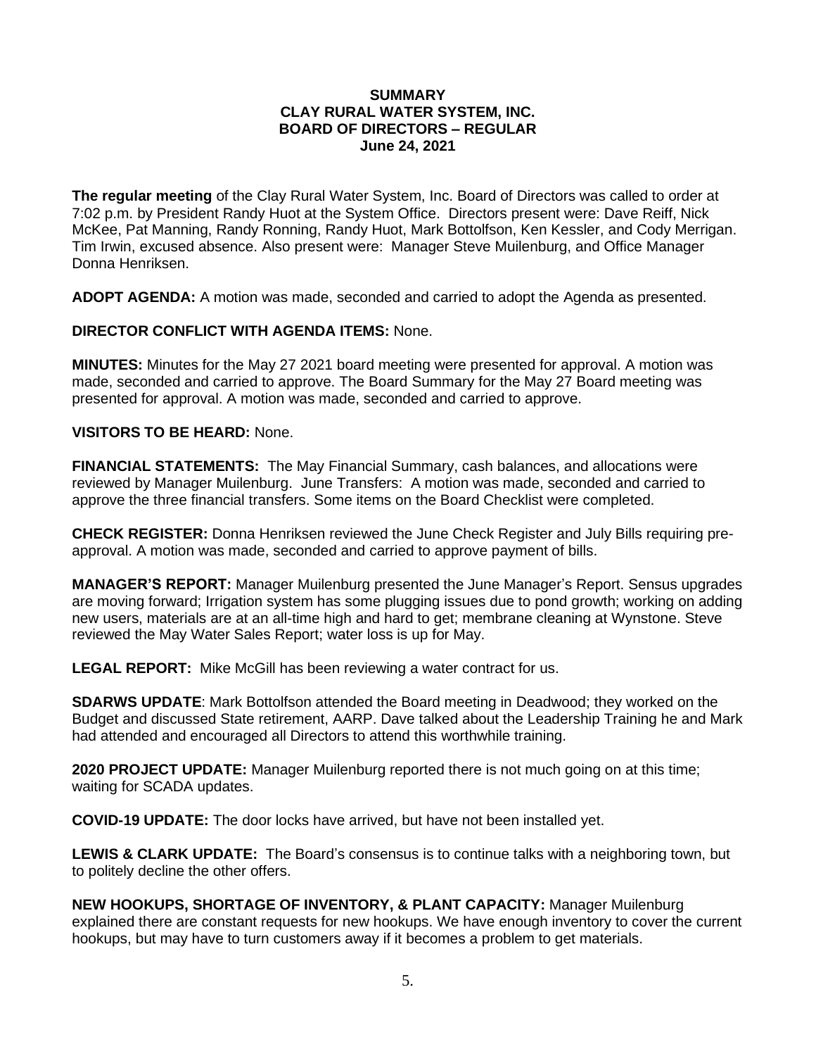# SUMMARY
# CLAY RURAL WATER SYSTEM, INC.
## BOARD OF DIRECTORS – REGULAR
## June 24, 2021

**The regular meeting** of the Clay Rural Water System, Inc. Board of Directors was called to order at 7:02 p.m. by President Randy Huot at the System Office. Directors present were: Dave Reiff, Nick McKee, Pat Manning, Randy Ronning, Randy Huot, Mark Bottolfson, Ken Kessler, and Cody Merrigan. Tim Irwin, excused absence. Also present were: Manager Steve Muilenburg, and Office Manager Donna Henriksen.

**ADOPT AGENDA:** A motion was made, seconded and carried to adopt the Agenda as presented.

**DIRECTOR CONFLICT WITH AGENDA ITEMS:** None.

**MINUTES:** Minutes for the May 27 2021 board meeting were presented for approval. A motion was made, seconded and carried to approve. The Board Summary for the May 27 Board meeting was presented for approval. A motion was made, seconded and carried to approve.

**VISITORS TO BE HEARD:** None.

**FINANCIAL STATEMENTS:** The May Financial Summary, cash balances, and allocations were reviewed by Manager Muilenburg. June Transfers: A motion was made, seconded and carried to approve the three financial transfers. Some items on the Board Checklist were completed.

**CHECK REGISTER:** Donna Henriksen reviewed the June Check Register and July Bills requiring pre-approval. A motion was made, seconded and carried to approve payment of bills.

**MANAGER'S REPORT:** Manager Muilenburg presented the June Manager's Report. Sensus upgrades are moving forward; Irrigation system has some plugging issues due to pond growth; working on adding new users, materials are at an all-time high and hard to get; membrane cleaning at Wynstone. Steve reviewed the May Water Sales Report; water loss is up for May.

**LEGAL REPORT:** Mike McGill has been reviewing a water contract for us.

**SDARWS UPDATE**: Mark Bottolfson attended the Board meeting in Deadwood; they worked on the Budget and discussed State retirement, AARP. Dave talked about the Leadership Training he and Mark had attended and encouraged all Directors to attend this worthwhile training.

**2020 PROJECT UPDATE:** Manager Muilenburg reported there is not much going on at this time; waiting for SCADA updates.

**COVID-19 UPDATE:** The door locks have arrived, but have not been installed yet.

**LEWIS & CLARK UPDATE:** The Board's consensus is to continue talks with a neighboring town, but to politely decline the other offers.

**NEW HOOKUPS, SHORTAGE OF INVENTORY, & PLANT CAPACITY:** Manager Muilenburg explained there are constant requests for new hookups. We have enough inventory to cover the current hookups, but may have to turn customers away if it becomes a problem to get materials.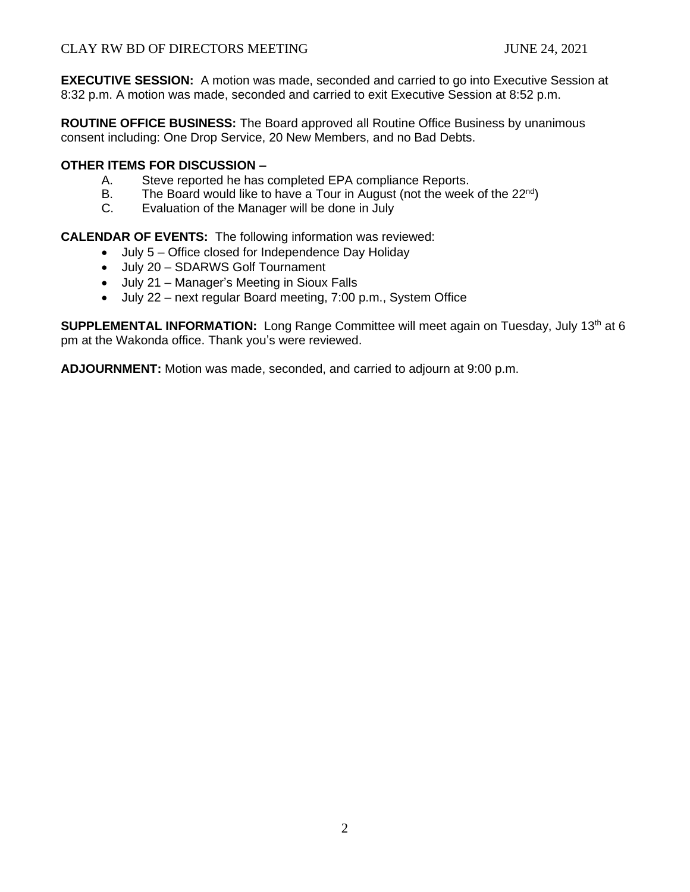**EXECUTIVE SESSION:** A motion was made, seconded and carried to go into Executive Session at 8:32 p.m. A motion was made, seconded and carried to exit Executive Session at 8:52 p.m.

**ROUTINE OFFICE BUSINESS:** The Board approved all Routine Office Business by unanimous consent including: One Drop Service, 20 New Members, and no Bad Debts.

**OTHER ITEMS FOR DISCUSSION –**

A. Steve reported he has completed EPA compliance Reports.
B. The Board would like to have a Tour in August (not the week of the 22nd)
C. Evaluation of the Manager will be done in July

**CALENDAR OF EVENTS:** The following information was reviewed:

- July 5 – Office closed for Independence Day Holiday
- July 20 – SDARWS Golf Tournament
- July 21 – Manager's Meeting in Sioux Falls
- July 22 – next regular Board meeting, 7:00 p.m., System Office

**SUPPLEMENTAL INFORMATION:** Long Range Committee will meet again on Tuesday, July 13th at 6 pm at the Wakonda office. Thank you's were reviewed.

**ADJOURNMENT:** Motion was made, seconded, and carried to adjourn at 9:00 p.m.